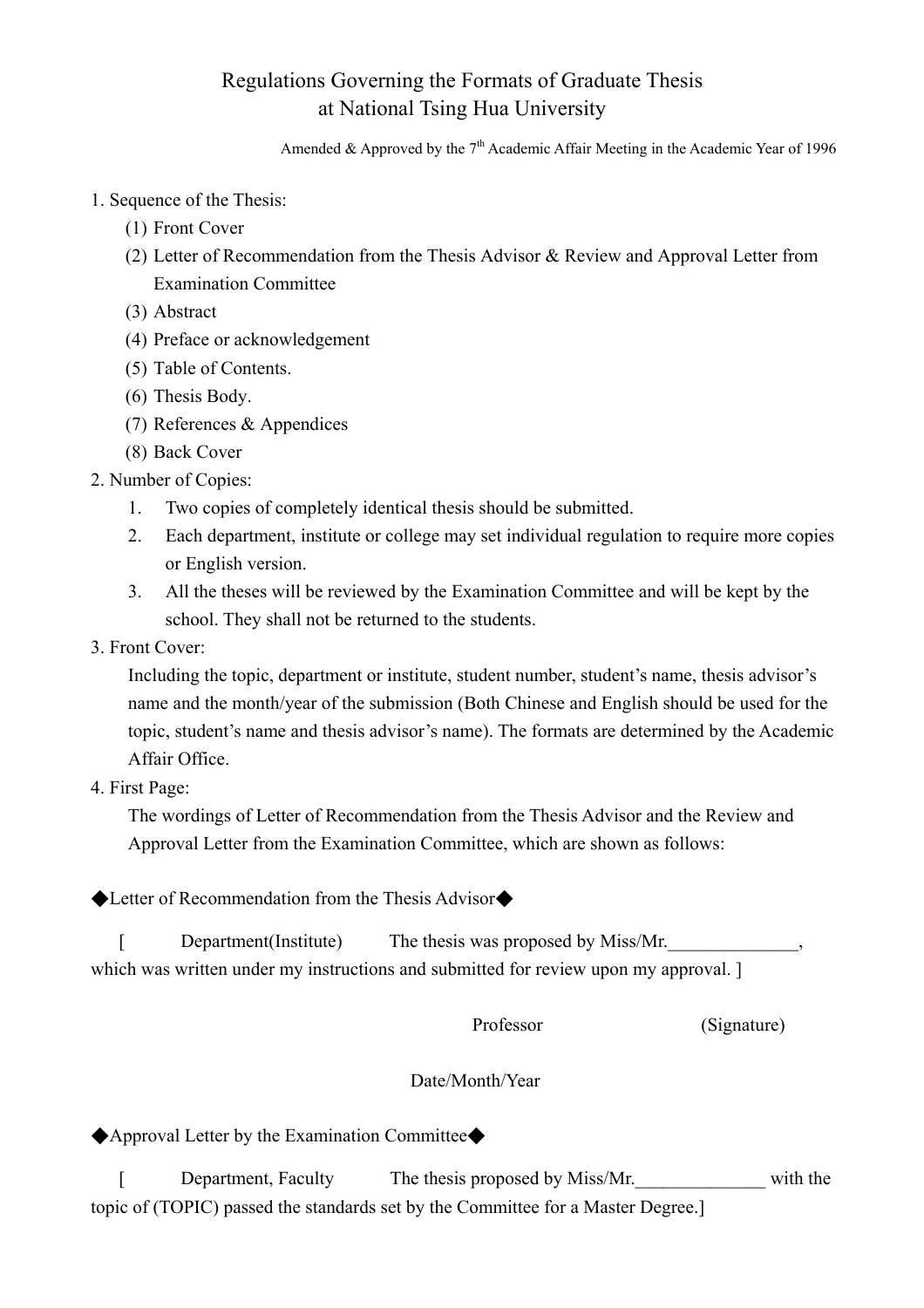# Regulations Governing the Formats of Graduate Thesis at National Tsing Hua University

Amended & Approved by the 7th Academic Affair Meeting in the Academic Year of 1996

1. Sequence of the Thesis:
   (1) Front Cover
   (2) Letter of Recommendation from the Thesis Advisor & Review and Approval Letter from Examination Committee
   (3) Abstract
   (4) Preface or acknowledgement
   (5) Table of Contents.
   (6) Thesis Body.
   (7) References & Appendices
   (8) Back Cover
2. Number of Copies:
   1. Two copies of completely identical thesis should be submitted.
   2. Each department, institute or college may set individual regulation to require more copies or English version.
   3. All the theses will be reviewed by the Examination Committee and will be kept by the school. They shall not be returned to the students.
3. Front Cover:
   Including the topic, department or institute, student number, student's name, thesis advisor's name and the month/year of the submission (Both Chinese and English should be used for the topic, student's name and thesis advisor's name). The formats are determined by the Academic Affair Office.
4. First Page:
   The wordings of Letter of Recommendation from the Thesis Advisor and the Review and Approval Letter from the Examination Committee, which are shown as follows:

◆Letter of Recommendation from the Thesis Advisor◆

[ Department(Institute) The thesis was proposed by Miss/Mr.______________, which was written under my instructions and submitted for review upon my approval. ]

Professor (Signature)

Date/Month/Year

◆Approval Letter by the Examination Committee◆

[ Department, Faculty The thesis proposed by Miss/Mr.______________ with the topic of (TOPIC) passed the standards set by the Committee for a Master Degree.]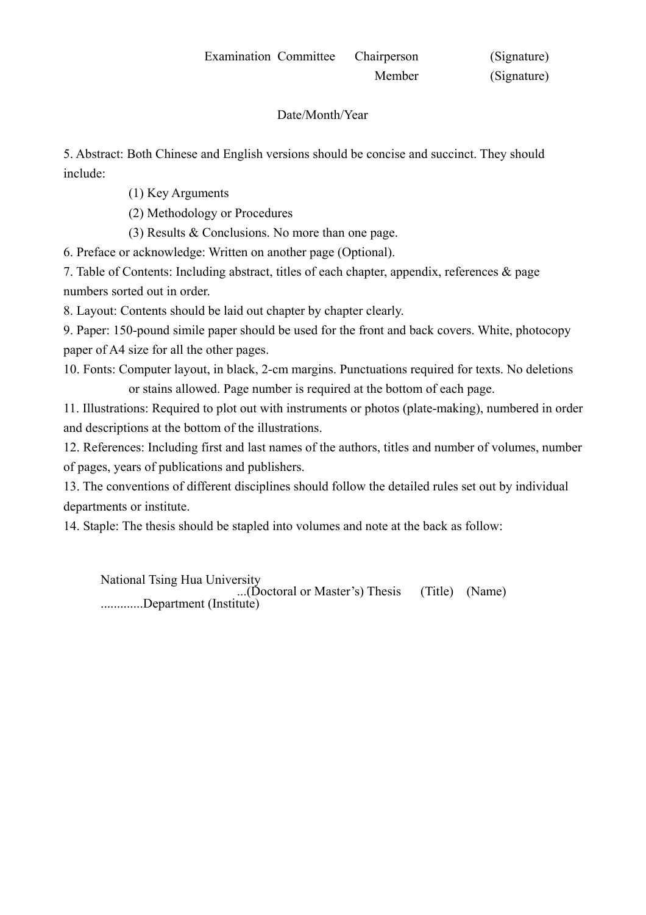Examination Committee Chairperson (Signature)

Member (Signature)

Date/Month/Year

5. Abstract: Both Chinese and English versions should be concise and succinct. They should include:
   - (1) Key Arguments
   - (2) Methodology or Procedures
   - (3) Results & Conclusions. No more than one page.
6. Preface or acknowledge: Written on another page (Optional).
7. Table of Contents: Including abstract, titles of each chapter, appendix, references & page numbers sorted out in order.
8. Layout: Contents should be laid out chapter by chapter clearly.
9. Paper: 150-pound simile paper should be used for the front and back covers. White, photocopy paper of A4 size for all the other pages.
10. Fonts: Computer layout, in black, 2-cm margins. Punctuations required for texts. No deletions or stains allowed. Page number is required at the bottom of each page.
11. Illustrations: Required to plot out with instruments or photos (plate-making), numbered in order and descriptions at the bottom of the illustrations.
12. References: Including first and last names of the authors, titles and number of volumes, number of pages, years of publications and publishers.
13. The conventions of different disciplines should follow the detailed rules set out by individual departments or institute.
14. Staple: The thesis should be stapled into volumes and note at the back as follow:

National Tsing Hua University
.............Department (Institute) ...(Doctoral or Master's) Thesis (Title) (Name)